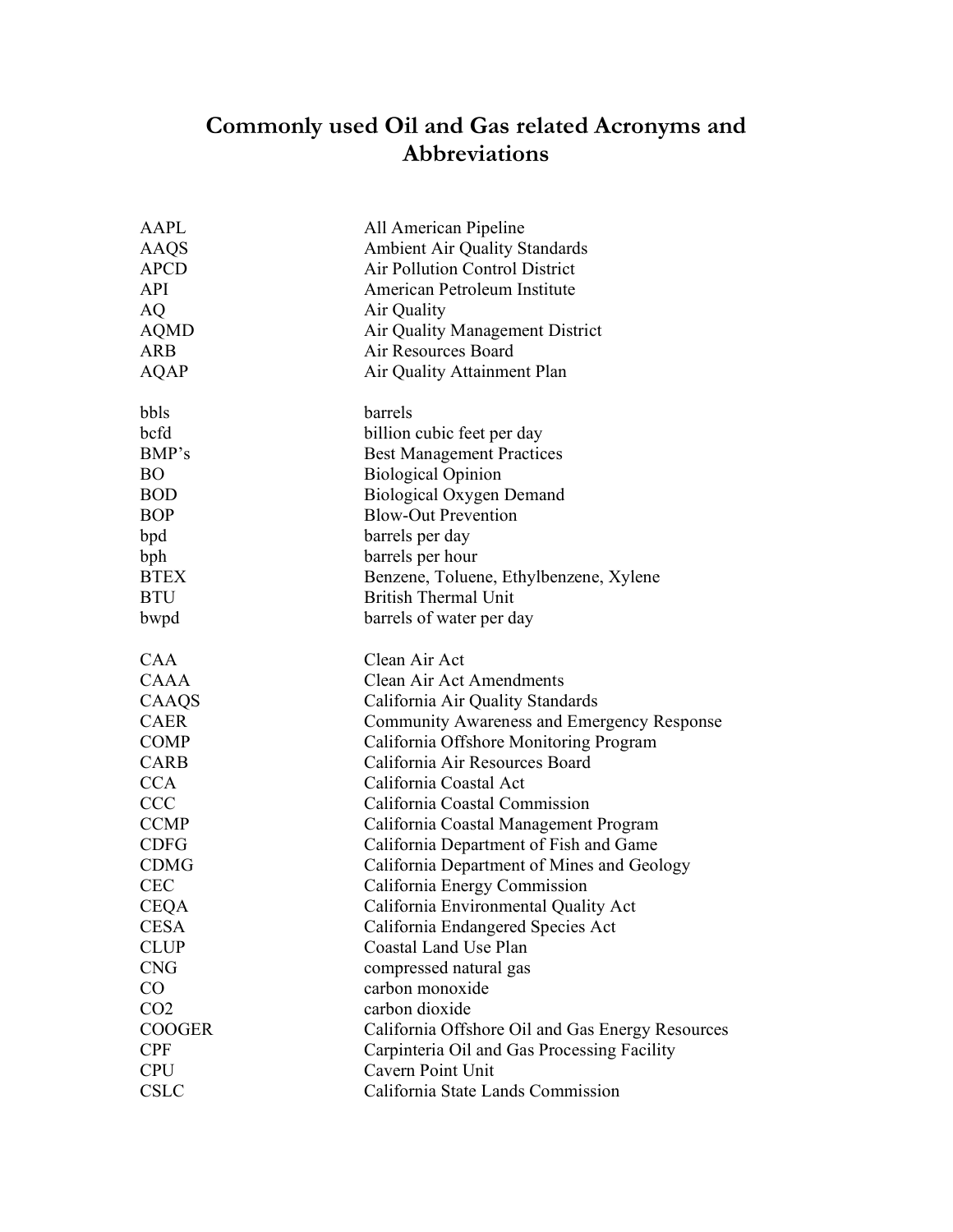# Commonly used Oil and Gas related Acronyms and Abbreviations

| | |
|---|---|
| AAPL | All American Pipeline |
| AAQS | Ambient Air Quality Standards |
| APCD | Air Pollution Control District |
| API | American Petroleum Institute |
| AQ | Air Quality |
| AQMD | Air Quality Management District |
| ARB | Air Resources Board |
| AQAP | Air Quality Attainment Plan |
| | |
| bbls | barrels |
| bcfd | billion cubic feet per day |
| BMP's | Best Management Practices |
| BO | Biological Opinion |
| BOD | Biological Oxygen Demand |
| BOP | Blow-Out Prevention |
| bpd | barrels per day |
| bph | barrels per hour |
| BTEX | Benzene, Toluene, Ethylbenzene, Xylene |
| BTU | British Thermal Unit |
| bwpd | barrels of water per day |
| | |
| CAA | Clean Air Act |
| CAAA | Clean Air Act Amendments |
| CAAQS | California Air Quality Standards |
| CAER | Community Awareness and Emergency Response |
| COMP | California Offshore Monitoring Program |
| CARB | California Air Resources Board |
| CCA | California Coastal Act |
| CCC | California Coastal Commission |
| CCMP | California Coastal Management Program |
| CDFG | California Department of Fish and Game |
| CDMG | California Department of Mines and Geology |
| CEC | California Energy Commission |
| CEQA | California Environmental Quality Act |
| CESA | California Endangered Species Act |
| CLUP | Coastal Land Use Plan |
| CNG | compressed natural gas |
| CO | carbon monoxide |
| $CO_2$ | carbon dioxide |
| COOGER | California Offshore Oil and Gas Energy Resources |
| CPF | Carpinteria Oil and Gas Processing Facility |
| CPU | Cavern Point Unit |
| CSLC | California State Lands Commission |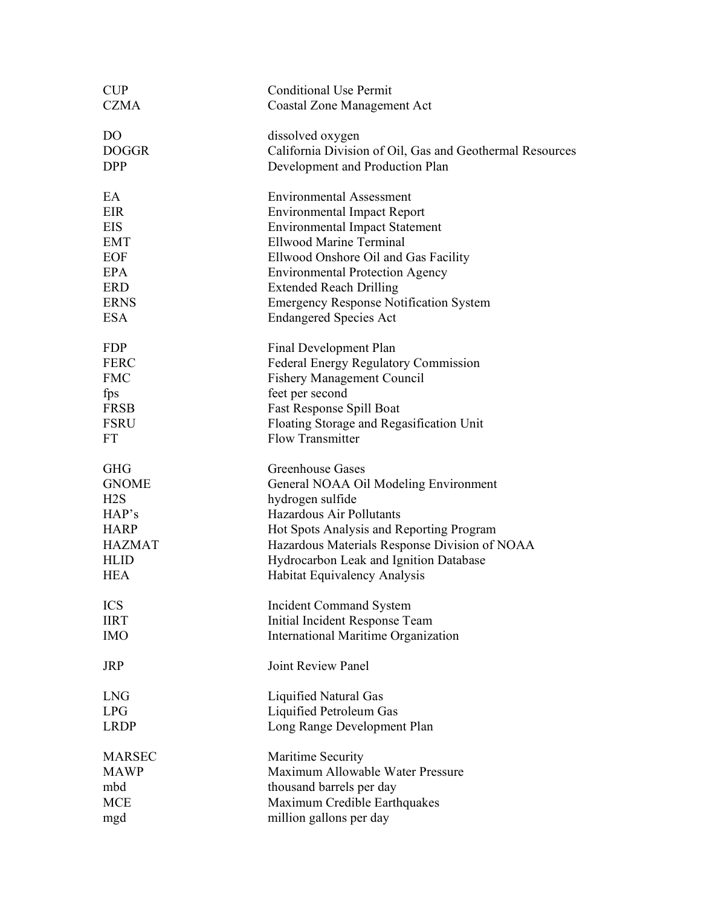| | |
|---|---|
| CUP | Conditional Use Permit |
| CZMA | Coastal Zone Management Act |
| | |
| DO | dissolved oxygen |
| DOGGR | California Division of Oil, Gas and Geothermal Resources |
| DPP | Development and Production Plan |
| | |
| EA | Environmental Assessment |
| EIR | Environmental Impact Report |
| EIS | Environmental Impact Statement |
| EMT | Ellwood Marine Terminal |
| EOF | Ellwood Onshore Oil and Gas Facility |
| EPA | Environmental Protection Agency |
| ERD | Extended Reach Drilling |
| ERNS | Emergency Response Notification System |
| ESA | Endangered Species Act |
| | |
| FDP | Final Development Plan |
| FERC | Federal Energy Regulatory Commission |
| FMC | Fishery Management Council |
| fps | feet per second |
| FRSB | Fast Response Spill Boat |
| FSRU | Floating Storage and Regasification Unit |
| FT | Flow Transmitter |
| | |
| GHG | Greenhouse Gases |
| GNOME | General NOAA Oil Modeling Environment |
| $H_2S$ | hydrogen sulfide |
| HAP's | Hazardous Air Pollutants |
| HARP | Hot Spots Analysis and Reporting Program |
| HAZMAT | Hazardous Materials Response Division of NOAA |
| HLID | Hydrocarbon Leak and Ignition Database |
| HEA | Habitat Equivalency Analysis |
| | |
| ICS | Incident Command System |
| IIRT | Initial Incident Response Team |
| IMO | International Maritime Organization |
| | |
| JRP | Joint Review Panel |
| | |
| LNG | Liquified Natural Gas |
| LPG | Liquified Petroleum Gas |
| LRDP | Long Range Development Plan |
| | |
| MARSEC | Maritime Security |
| MAWP | Maximum Allowable Water Pressure |
| mbd | thousand barrels per day |
| MCE | Maximum Credible Earthquakes |
| mgd | million gallons per day |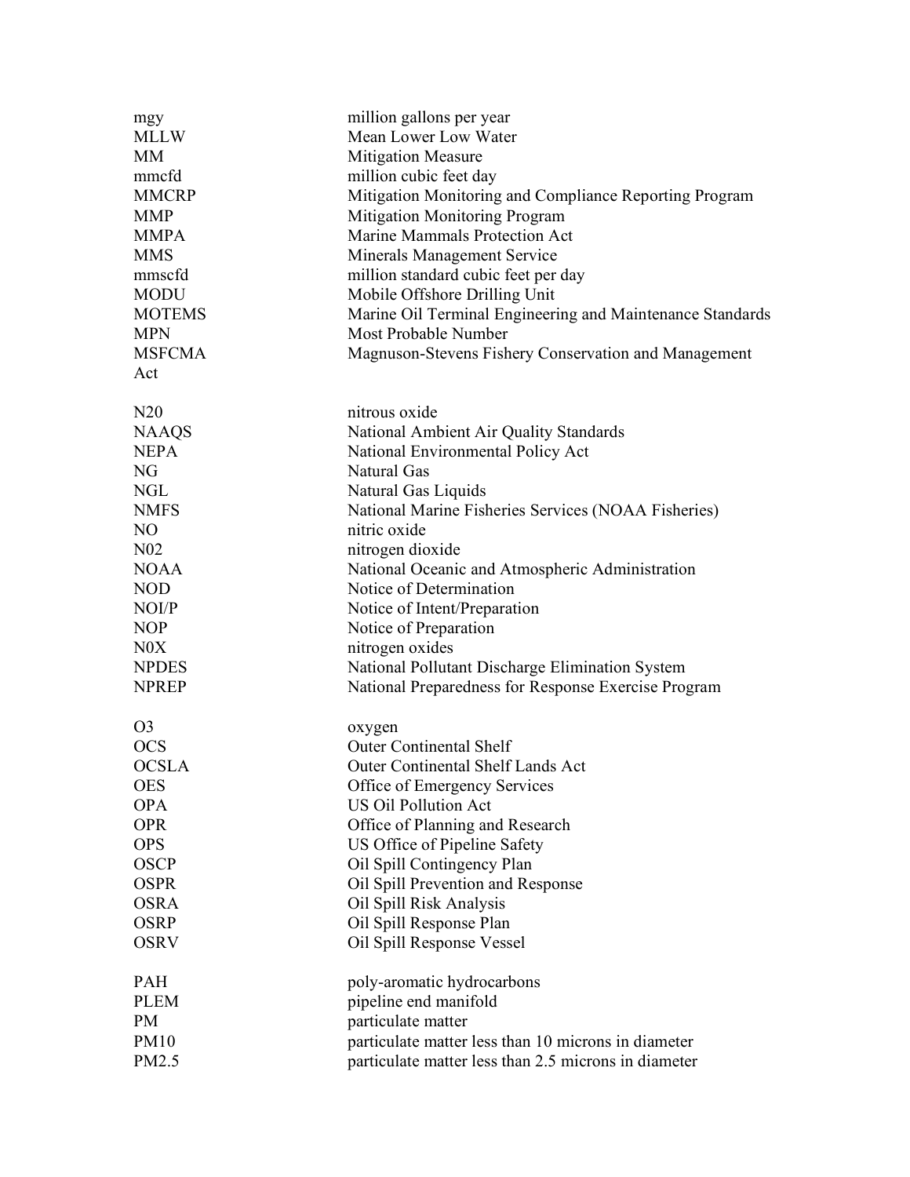| | |
|---|---|
| mgy | million gallons per year |
| MLLW | Mean Lower Low Water |
| MM | Mitigation Measure |
| mmcfd | million cubic feet day |
| MMCRP | Mitigation Monitoring and Compliance Reporting Program |
| MMP | Mitigation Monitoring Program |
| MMPA | Marine Mammals Protection Act |
| MMS | Minerals Management Service |
| mmscfd | million standard cubic feet per day |
| MODU | Mobile Offshore Drilling Unit |
| MOTEMS | Marine Oil Terminal Engineering and Maintenance Standards |
| MPN | Most Probable Number |
| MSFCMA | Magnuson-Stevens Fishery Conservation and Management Act |
| | |
| N20 | nitrous oxide |
| NAAQS | National Ambient Air Quality Standards |
| NEPA | National Environmental Policy Act |
| NG | Natural Gas |
| NGL | Natural Gas Liquids |
| NMFS | National Marine Fisheries Services (NOAA Fisheries) |
| NO | nitric oxide |
| N02 | nitrogen dioxide |
| NOAA | National Oceanic and Atmospheric Administration |
| NOD | Notice of Determination |
| NOI/P | Notice of Intent/Preparation |
| NOP | Notice of Preparation |
| N0X | nitrogen oxides |
| NPDES | National Pollutant Discharge Elimination System |
| NPREP | National Preparedness for Response Exercise Program |
| | |
| O3 | oxygen |
| OCS | Outer Continental Shelf |
| OCSLA | Outer Continental Shelf Lands Act |
| OES | Office of Emergency Services |
| OPA | US Oil Pollution Act |
| OPR | Office of Planning and Research |
| OPS | US Office of Pipeline Safety |
| OSCP | Oil Spill Contingency Plan |
| OSPR | Oil Spill Prevention and Response |
| OSRA | Oil Spill Risk Analysis |
| OSRP | Oil Spill Response Plan |
| OSRV | Oil Spill Response Vessel |
| | |
| PAH | poly-aromatic hydrocarbons |
| PLEM | pipeline end manifold |
| PM | particulate matter |
| PM10 | particulate matter less than 10 microns in diameter |
| PM2.5 | particulate matter less than 2.5 microns in diameter |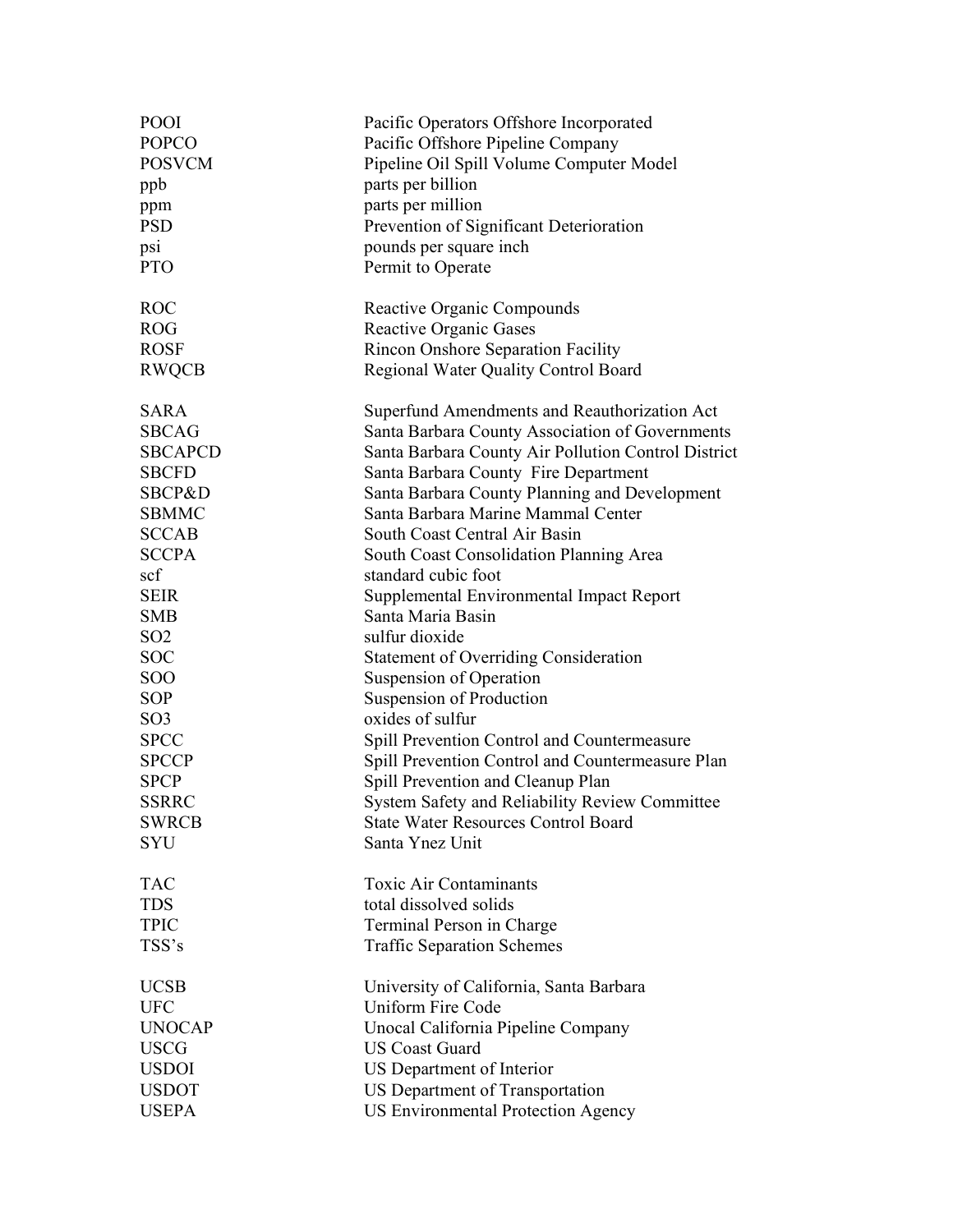| | |
|---|---|
| POOI | Pacific Operators Offshore Incorporated |
| POPCO | Pacific Offshore Pipeline Company |
| POSVCM | Pipeline Oil Spill Volume Computer Model |
| ppb | parts per billion |
| ppm | parts per million |
| PSD | Prevention of Significant Deterioration |
| psi | pounds per square inch |
| PTO | Permit to Operate |
| | |
| ROC | Reactive Organic Compounds |
| ROG | Reactive Organic Gases |
| ROSF | Rincon Onshore Separation Facility |
| RWQCB | Regional Water Quality Control Board |
| | |
| SARA | Superfund Amendments and Reauthorization Act |
| SBCAG | Santa Barbara County Association of Governments |
| SBCAPCD | Santa Barbara County Air Pollution Control District |
| SBCFD | Santa Barbara County Fire Department |
| SBCP&D | Santa Barbara County Planning and Development |
| SBMMC | Santa Barbara Marine Mammal Center |
| SCCAB | South Coast Central Air Basin |
| SCCPA | South Coast Consolidation Planning Area |
| scf | standard cubic foot |
| SEIR | Supplemental Environmental Impact Report |
| SMB | Santa Maria Basin |
| $SO_2$ | sulfur dioxide |
| SOC | Statement of Overriding Consideration |
| SOO | Suspension of Operation |
| SOP | Suspension of Production |
| $SO_3$ | oxides of sulfur |
| SPCC | Spill Prevention Control and Countermeasure |
| SPCCP | Spill Prevention Control and Countermeasure Plan |
| SPCP | Spill Prevention and Cleanup Plan |
| SSRRC | System Safety and Reliability Review Committee |
| SWRCB | State Water Resources Control Board |
| SYU | Santa Ynez Unit |
| | |
| TAC | Toxic Air Contaminants |
| TDS | total dissolved solids |
| TPIC | Terminal Person in Charge |
| TSS's | Traffic Separation Schemes |
| | |
| UCSB | University of California, Santa Barbara |
| UFC | Uniform Fire Code |
| UNOCAP | Unocal California Pipeline Company |
| USCG | US Coast Guard |
| USDOI | US Department of Interior |
| USDOT | US Department of Transportation |
| USEPA | US Environmental Protection Agency |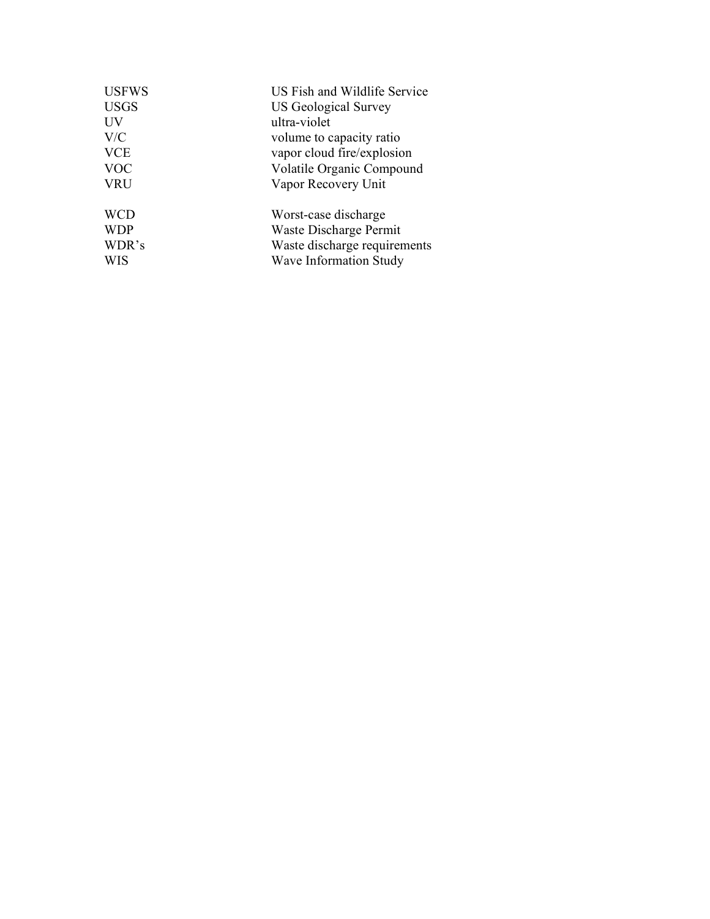| | |
|---|---|
| USFWS | US Fish and Wildlife Service |
| USGS | US Geological Survey |
| UV | ultra-violet |
| V/C | volume to capacity ratio |
| VCE | vapor cloud fire/explosion |
| VOC | Volatile Organic Compound |
| VRU | Vapor Recovery Unit |
| | |
| WCD | Worst-case discharge |
| WDP | Waste Discharge Permit |
| WDR’s | Waste discharge requirements |
| WIS | Wave Information Study |